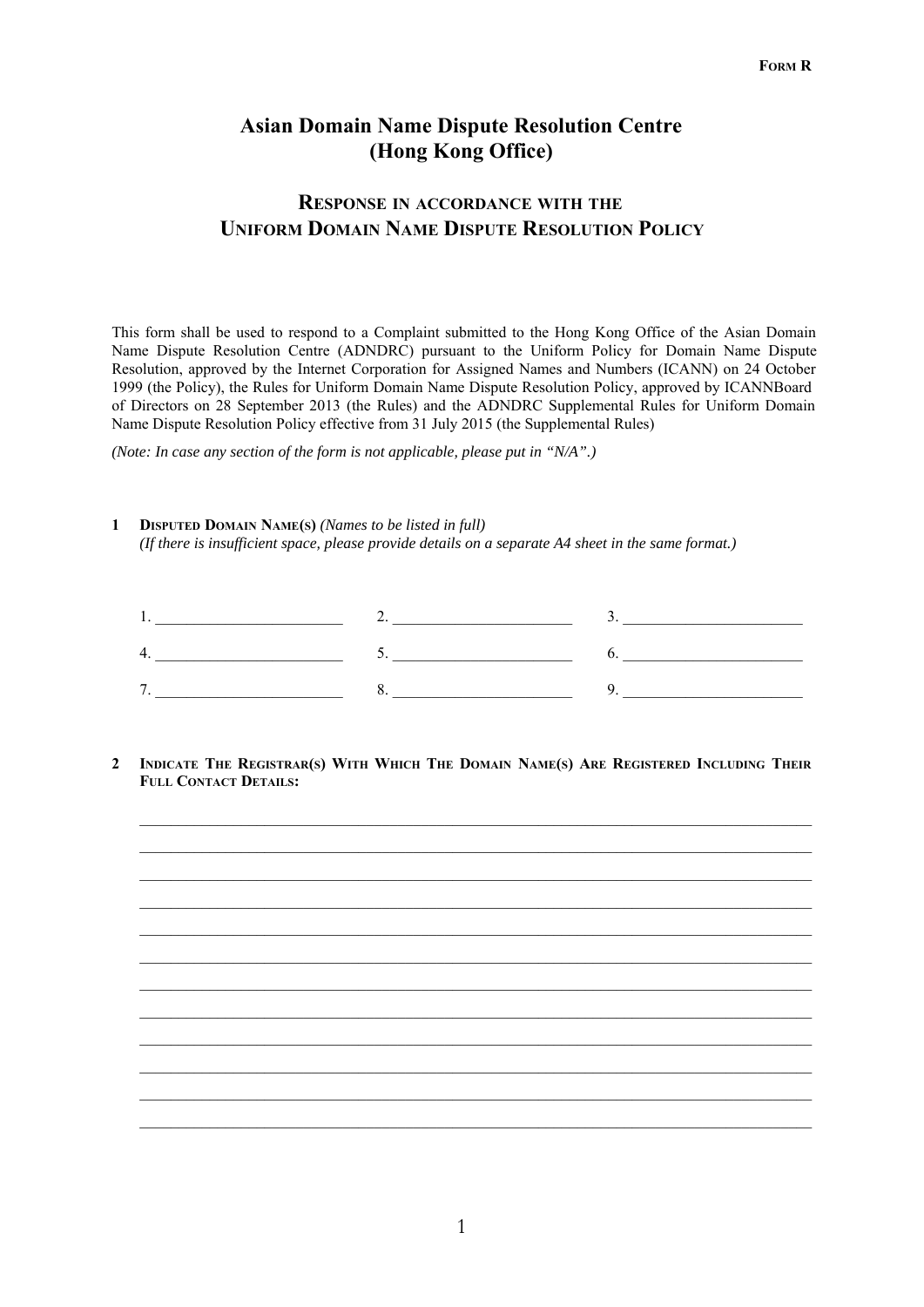**FORM R**

# Asian Domain Name Dispute Resolution Centre (Hong Kong Office)

## RESPONSE IN ACCORDANCE WITH THE UNIFORM DOMAIN NAME DISPUTE RESOLUTION POLICY

This form shall be used to respond to a Complaint submitted to the Hong Kong Office of the Asian Domain Name Dispute Resolution Centre (ADNDRC) pursuant to the Uniform Policy for Domain Name Dispute Resolution, approved by the Internet Corporation for Assigned Names and Numbers (ICANN) on 24 October 1999 (the Policy), the Rules for Uniform Domain Name Dispute Resolution Policy, approved by ICANNBoard of Directors on 28 September 2013 (the Rules) and the ADNDRC Supplemental Rules for Uniform Domain Name Dispute Resolution Policy effective from 31 July 2015 (the Supplemental Rules)

*(Note: In case any section of the form is not applicable, please put in "N/A".)*

**1 DISPUTED DOMAIN NAME(S)** *(Names to be listed in full)*
*(If there is insufficient space, please provide details on a separate A4 sheet in the same format.)*

1. ________________________ 2. ________________________ 3. ________________________

4. ________________________ 5. ________________________ 6. ________________________

7. ________________________ 8. ________________________ 9. ________________________

**2 INDICATE THE REGISTRAR(S) WITH WHICH THE DOMAIN NAME(S) ARE REGISTERED INCLUDING THEIR FULL CONTACT DETAILS:**

________________________________________________________________________________

________________________________________________________________________________

________________________________________________________________________________

________________________________________________________________________________

________________________________________________________________________________

________________________________________________________________________________

________________________________________________________________________________

________________________________________________________________________________

________________________________________________________________________________

________________________________________________________________________________

________________________________________________________________________________

________________________________________________________________________________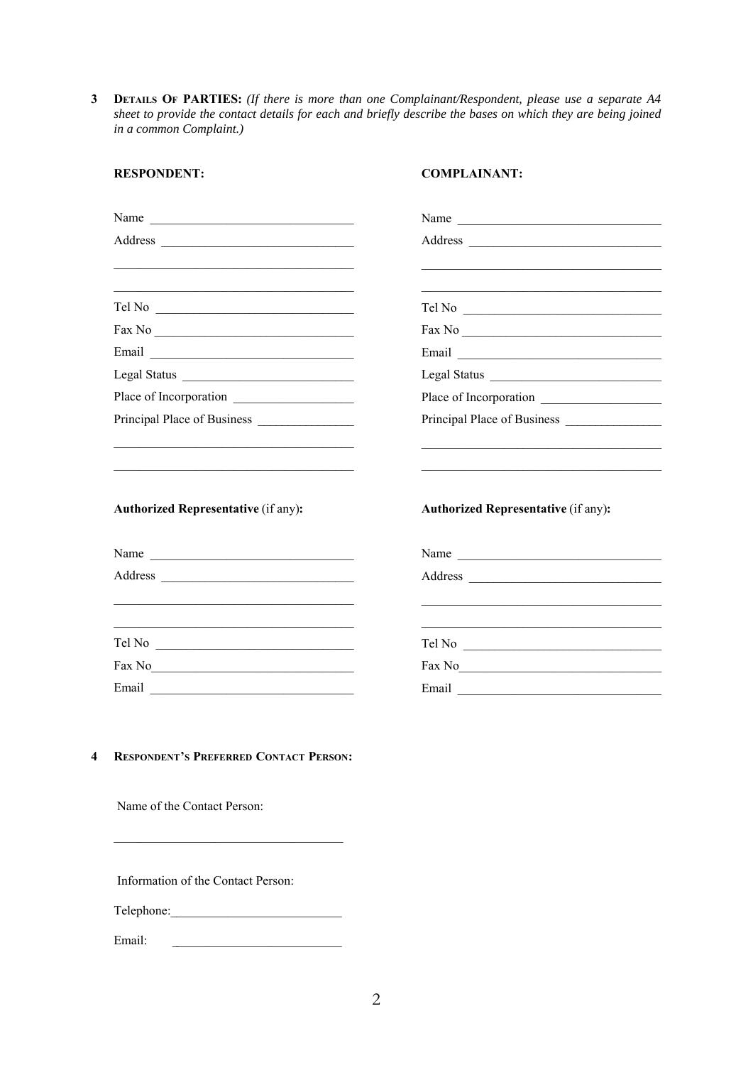**3 DETAILS OF PARTIES:** *(If there is more than one Complainant/Respondent, please use a separate A4 sheet to provide the contact details for each and briefly describe the bases on which they are being joined in a common Complaint.)*

**RESPONDENT:**

Name ______________________________

Address ____________________________

____________________________________

____________________________________

Tel No _____________________________

Fax No _____________________________

Email ______________________________

Legal Status _________________________

Place of Incorporation _________________

Principal Place of Business ______________

____________________________________

____________________________________

**Authorized Representative** (if any)**:**

Name ______________________________

Address ____________________________

____________________________________

____________________________________

Tel No _____________________________

Fax No _____________________________

Email ______________________________

**COMPLAINANT:**

Name ______________________________

Address ____________________________

____________________________________

____________________________________

Tel No _____________________________

Fax No _____________________________

Email ______________________________

Legal Status _________________________

Place of Incorporation _________________

Principal Place of Business ______________

____________________________________

____________________________________

**Authorized Representative** (if any)**:**

Name ______________________________

Address ____________________________

____________________________________

____________________________________

Tel No _____________________________

Fax No _____________________________

Email ______________________________

**4 RESPONDENT'S PREFERRED CONTACT PERSON:**

Name of the Contact Person:

____________________________________

Information of the Contact Person:

Telephone: __________________________

Email: __________________________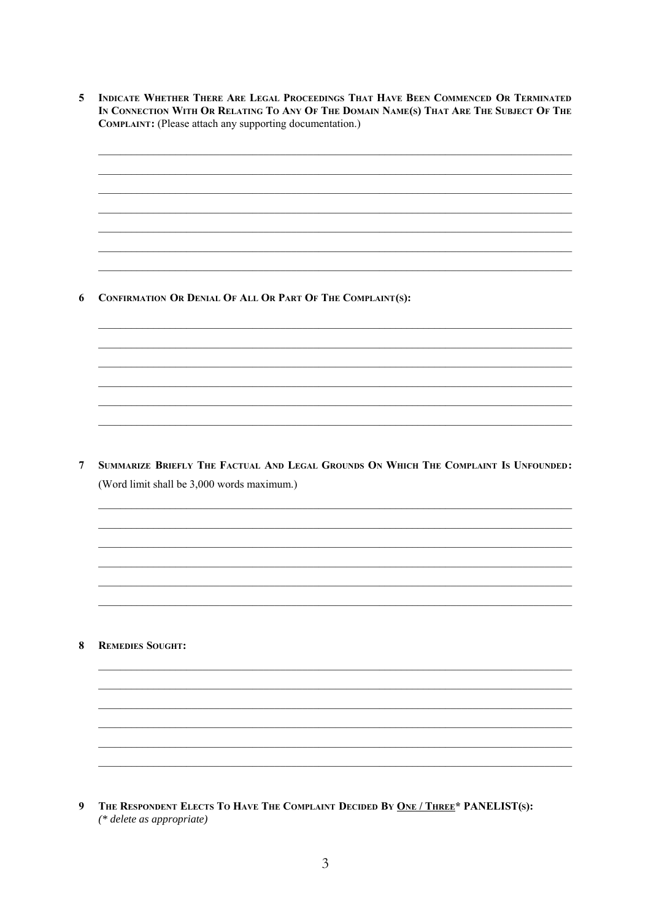**5 INDICATE WHETHER THERE ARE LEGAL PROCEEDINGS THAT HAVE BEEN COMMENCED OR TERMINATED IN CONNECTION WITH OR RELATING TO ANY OF THE DOMAIN NAME(S) THAT ARE THE SUBJECT OF THE COMPLAINT:** (Please attach any supporting documentation.)

\_\_\_\_\_\_\_\_\_\_\_\_\_\_\_\_\_\_\_\_\_\_\_\_\_\_\_\_\_\_\_\_\_\_\_\_\_\_\_\_\_\_\_\_\_\_\_\_\_\_\_\_\_\_\_\_\_\_\_\_\_\_\_\_\_\_\_\_\_\_\_\_\_\_\_\_

\_\_\_\_\_\_\_\_\_\_\_\_\_\_\_\_\_\_\_\_\_\_\_\_\_\_\_\_\_\_\_\_\_\_\_\_\_\_\_\_\_\_\_\_\_\_\_\_\_\_\_\_\_\_\_\_\_\_\_\_\_\_\_\_\_\_\_\_\_\_\_\_\_\_\_\_

\_\_\_\_\_\_\_\_\_\_\_\_\_\_\_\_\_\_\_\_\_\_\_\_\_\_\_\_\_\_\_\_\_\_\_\_\_\_\_\_\_\_\_\_\_\_\_\_\_\_\_\_\_\_\_\_\_\_\_\_\_\_\_\_\_\_\_\_\_\_\_\_\_\_\_\_

\_\_\_\_\_\_\_\_\_\_\_\_\_\_\_\_\_\_\_\_\_\_\_\_\_\_\_\_\_\_\_\_\_\_\_\_\_\_\_\_\_\_\_\_\_\_\_\_\_\_\_\_\_\_\_\_\_\_\_\_\_\_\_\_\_\_\_\_\_\_\_\_\_\_\_\_

\_\_\_\_\_\_\_\_\_\_\_\_\_\_\_\_\_\_\_\_\_\_\_\_\_\_\_\_\_\_\_\_\_\_\_\_\_\_\_\_\_\_\_\_\_\_\_\_\_\_\_\_\_\_\_\_\_\_\_\_\_\_\_\_\_\_\_\_\_\_\_\_\_\_\_\_

\_\_\_\_\_\_\_\_\_\_\_\_\_\_\_\_\_\_\_\_\_\_\_\_\_\_\_\_\_\_\_\_\_\_\_\_\_\_\_\_\_\_\_\_\_\_\_\_\_\_\_\_\_\_\_\_\_\_\_\_\_\_\_\_\_\_\_\_\_\_\_\_\_\_\_\_

\_\_\_\_\_\_\_\_\_\_\_\_\_\_\_\_\_\_\_\_\_\_\_\_\_\_\_\_\_\_\_\_\_\_\_\_\_\_\_\_\_\_\_\_\_\_\_\_\_\_\_\_\_\_\_\_\_\_\_\_\_\_\_\_\_\_\_\_\_\_\_\_\_\_\_\_

**6 CONFIRMATION OR DENIAL OF ALL OR PART OF THE COMPLAINT(S):**

\_\_\_\_\_\_\_\_\_\_\_\_\_\_\_\_\_\_\_\_\_\_\_\_\_\_\_\_\_\_\_\_\_\_\_\_\_\_\_\_\_\_\_\_\_\_\_\_\_\_\_\_\_\_\_\_\_\_\_\_\_\_\_\_\_\_\_\_\_\_\_\_\_\_\_\_

\_\_\_\_\_\_\_\_\_\_\_\_\_\_\_\_\_\_\_\_\_\_\_\_\_\_\_\_\_\_\_\_\_\_\_\_\_\_\_\_\_\_\_\_\_\_\_\_\_\_\_\_\_\_\_\_\_\_\_\_\_\_\_\_\_\_\_\_\_\_\_\_\_\_\_\_

\_\_\_\_\_\_\_\_\_\_\_\_\_\_\_\_\_\_\_\_\_\_\_\_\_\_\_\_\_\_\_\_\_\_\_\_\_\_\_\_\_\_\_\_\_\_\_\_\_\_\_\_\_\_\_\_\_\_\_\_\_\_\_\_\_\_\_\_\_\_\_\_\_\_\_\_

\_\_\_\_\_\_\_\_\_\_\_\_\_\_\_\_\_\_\_\_\_\_\_\_\_\_\_\_\_\_\_\_\_\_\_\_\_\_\_\_\_\_\_\_\_\_\_\_\_\_\_\_\_\_\_\_\_\_\_\_\_\_\_\_\_\_\_\_\_\_\_\_\_\_\_\_

\_\_\_\_\_\_\_\_\_\_\_\_\_\_\_\_\_\_\_\_\_\_\_\_\_\_\_\_\_\_\_\_\_\_\_\_\_\_\_\_\_\_\_\_\_\_\_\_\_\_\_\_\_\_\_\_\_\_\_\_\_\_\_\_\_\_\_\_\_\_\_\_\_\_\_\_

\_\_\_\_\_\_\_\_\_\_\_\_\_\_\_\_\_\_\_\_\_\_\_\_\_\_\_\_\_\_\_\_\_\_\_\_\_\_\_\_\_\_\_\_\_\_\_\_\_\_\_\_\_\_\_\_\_\_\_\_\_\_\_\_\_\_\_\_\_\_\_\_\_\_\_\_

**7 SUMMARIZE BRIEFLY THE FACTUAL AND LEGAL GROUNDS ON WHICH THE COMPLAINT IS UNFOUNDED:** (Word limit shall be 3,000 words maximum.)

\_\_\_\_\_\_\_\_\_\_\_\_\_\_\_\_\_\_\_\_\_\_\_\_\_\_\_\_\_\_\_\_\_\_\_\_\_\_\_\_\_\_\_\_\_\_\_\_\_\_\_\_\_\_\_\_\_\_\_\_\_\_\_\_\_\_\_\_\_\_\_\_\_\_\_\_

\_\_\_\_\_\_\_\_\_\_\_\_\_\_\_\_\_\_\_\_\_\_\_\_\_\_\_\_\_\_\_\_\_\_\_\_\_\_\_\_\_\_\_\_\_\_\_\_\_\_\_\_\_\_\_\_\_\_\_\_\_\_\_\_\_\_\_\_\_\_\_\_\_\_\_\_

\_\_\_\_\_\_\_\_\_\_\_\_\_\_\_\_\_\_\_\_\_\_\_\_\_\_\_\_\_\_\_\_\_\_\_\_\_\_\_\_\_\_\_\_\_\_\_\_\_\_\_\_\_\_\_\_\_\_\_\_\_\_\_\_\_\_\_\_\_\_\_\_\_\_\_\_

\_\_\_\_\_\_\_\_\_\_\_\_\_\_\_\_\_\_\_\_\_\_\_\_\_\_\_\_\_\_\_\_\_\_\_\_\_\_\_\_\_\_\_\_\_\_\_\_\_\_\_\_\_\_\_\_\_\_\_\_\_\_\_\_\_\_\_\_\_\_\_\_\_\_\_\_

\_\_\_\_\_\_\_\_\_\_\_\_\_\_\_\_\_\_\_\_\_\_\_\_\_\_\_\_\_\_\_\_\_\_\_\_\_\_\_\_\_\_\_\_\_\_\_\_\_\_\_\_\_\_\_\_\_\_\_\_\_\_\_\_\_\_\_\_\_\_\_\_\_\_\_\_

\_\_\_\_\_\_\_\_\_\_\_\_\_\_\_\_\_\_\_\_\_\_\_\_\_\_\_\_\_\_\_\_\_\_\_\_\_\_\_\_\_\_\_\_\_\_\_\_\_\_\_\_\_\_\_\_\_\_\_\_\_\_\_\_\_\_\_\_\_\_\_\_\_\_\_\_

**8 REMEDIES SOUGHT:**

\_\_\_\_\_\_\_\_\_\_\_\_\_\_\_\_\_\_\_\_\_\_\_\_\_\_\_\_\_\_\_\_\_\_\_\_\_\_\_\_\_\_\_\_\_\_\_\_\_\_\_\_\_\_\_\_\_\_\_\_\_\_\_\_\_\_\_\_\_\_\_\_\_\_\_\_

\_\_\_\_\_\_\_\_\_\_\_\_\_\_\_\_\_\_\_\_\_\_\_\_\_\_\_\_\_\_\_\_\_\_\_\_\_\_\_\_\_\_\_\_\_\_\_\_\_\_\_\_\_\_\_\_\_\_\_\_\_\_\_\_\_\_\_\_\_\_\_\_\_\_\_\_

\_\_\_\_\_\_\_\_\_\_\_\_\_\_\_\_\_\_\_\_\_\_\_\_\_\_\_\_\_\_\_\_\_\_\_\_\_\_\_\_\_\_\_\_\_\_\_\_\_\_\_\_\_\_\_\_\_\_\_\_\_\_\_\_\_\_\_\_\_\_\_\_\_\_\_\_

\_\_\_\_\_\_\_\_\_\_\_\_\_\_\_\_\_\_\_\_\_\_\_\_\_\_\_\_\_\_\_\_\_\_\_\_\_\_\_\_\_\_\_\_\_\_\_\_\_\_\_\_\_\_\_\_\_\_\_\_\_\_\_\_\_\_\_\_\_\_\_\_\_\_\_\_

\_\_\_\_\_\_\_\_\_\_\_\_\_\_\_\_\_\_\_\_\_\_\_\_\_\_\_\_\_\_\_\_\_\_\_\_\_\_\_\_\_\_\_\_\_\_\_\_\_\_\_\_\_\_\_\_\_\_\_\_\_\_\_\_\_\_\_\_\_\_\_\_\_\_\_\_

\_\_\_\_\_\_\_\_\_\_\_\_\_\_\_\_\_\_\_\_\_\_\_\_\_\_\_\_\_\_\_\_\_\_\_\_\_\_\_\_\_\_\_\_\_\_\_\_\_\_\_\_\_\_\_\_\_\_\_\_\_\_\_\_\_\_\_\_\_\_\_\_\_\_\_\_

**9 THE RESPONDENT ELECTS TO HAVE THE COMPLAINT DECIDED BY <u>ONE / THREE</u>\* PANELIST(S):**
*(\* delete as appropriate)*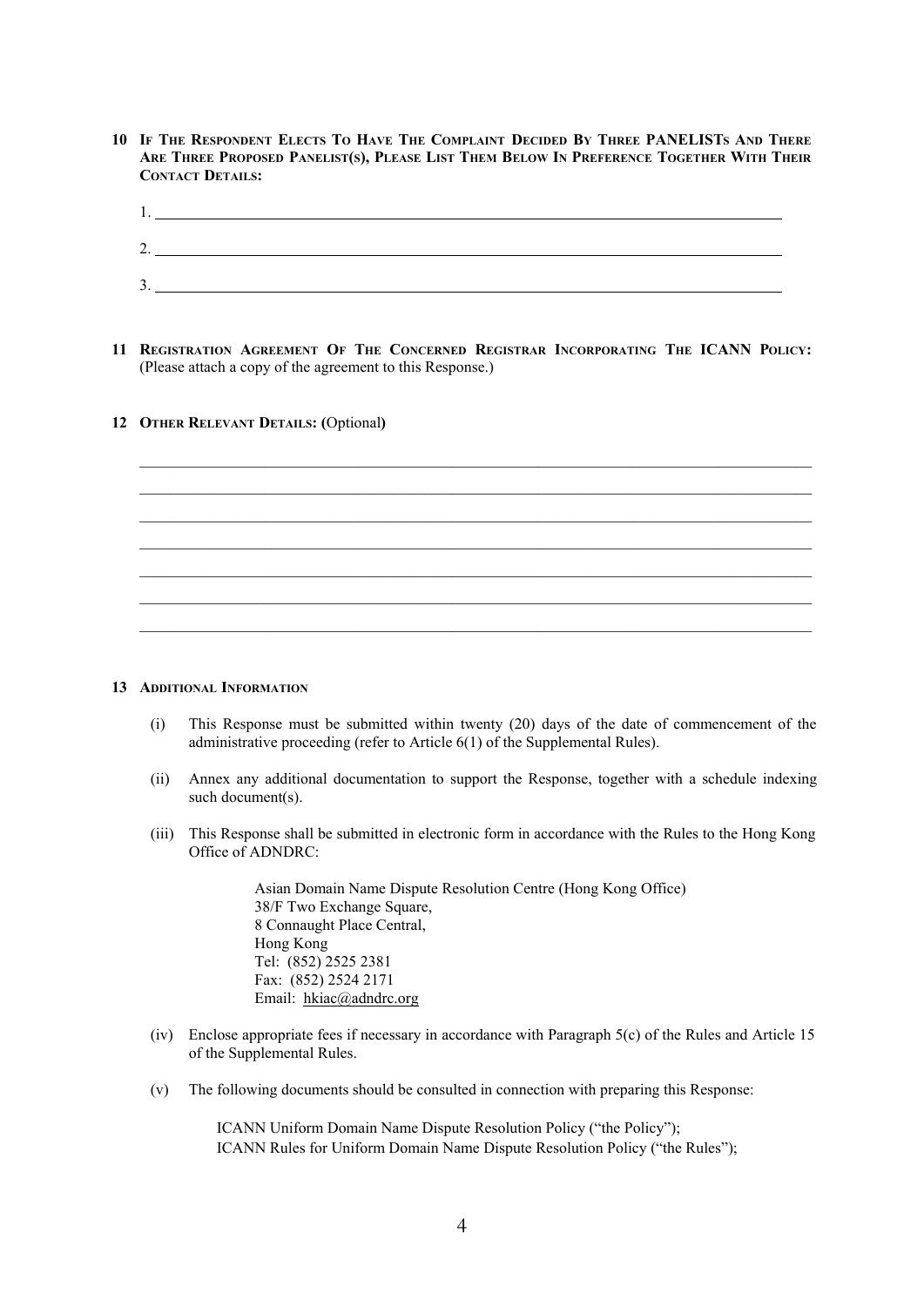**10 If The Respondent Elects To Have The Complaint Decided By Three PANELISTs And There Are Three Proposed Panelist(s), Please List Them Below In Preference Together With Their Contact Details:**

1. \_\_\_\_\_\_\_\_\_\_\_\_\_\_\_\_\_\_\_\_\_\_\_\_\_\_\_\_\_\_\_\_\_\_\_\_\_\_\_\_\_\_\_\_\_\_\_\_

2. \_\_\_\_\_\_\_\_\_\_\_\_\_\_\_\_\_\_\_\_\_\_\_\_\_\_\_\_\_\_\_\_\_\_\_\_\_\_\_\_\_\_\_\_\_\_\_\_

3. \_\_\_\_\_\_\_\_\_\_\_\_\_\_\_\_\_\_\_\_\_\_\_\_\_\_\_\_\_\_\_\_\_\_\_\_\_\_\_\_\_\_\_\_\_\_\_\_

**11 Registration Agreement Of The Concerned Registrar Incorporating The ICANN Policy:** (Please attach a copy of the agreement to this Response.)

**12 Other Relevant Details: (**Optional**)**

\_\_\_\_\_\_\_\_\_\_\_\_\_\_\_\_\_\_\_\_\_\_\_\_\_\_\_\_\_\_\_\_\_\_\_\_\_\_\_\_\_\_\_\_\_\_\_\_\_\_\_\_

\_\_\_\_\_\_\_\_\_\_\_\_\_\_\_\_\_\_\_\_\_\_\_\_\_\_\_\_\_\_\_\_\_\_\_\_\_\_\_\_\_\_\_\_\_\_\_\_\_\_\_\_

\_\_\_\_\_\_\_\_\_\_\_\_\_\_\_\_\_\_\_\_\_\_\_\_\_\_\_\_\_\_\_\_\_\_\_\_\_\_\_\_\_\_\_\_\_\_\_\_\_\_\_\_

\_\_\_\_\_\_\_\_\_\_\_\_\_\_\_\_\_\_\_\_\_\_\_\_\_\_\_\_\_\_\_\_\_\_\_\_\_\_\_\_\_\_\_\_\_\_\_\_\_\_\_\_

\_\_\_\_\_\_\_\_\_\_\_\_\_\_\_\_\_\_\_\_\_\_\_\_\_\_\_\_\_\_\_\_\_\_\_\_\_\_\_\_\_\_\_\_\_\_\_\_\_\_\_\_

\_\_\_\_\_\_\_\_\_\_\_\_\_\_\_\_\_\_\_\_\_\_\_\_\_\_\_\_\_\_\_\_\_\_\_\_\_\_\_\_\_\_\_\_\_\_\_\_\_\_\_\_

\_\_\_\_\_\_\_\_\_\_\_\_\_\_\_\_\_\_\_\_\_\_\_\_\_\_\_\_\_\_\_\_\_\_\_\_\_\_\_\_\_\_\_\_\_\_\_\_\_\_\_\_

**13 Additional Information**

(i) This Response must be submitted within twenty (20) days of the date of commencement of the administrative proceeding (refer to Article 6(1) of the Supplemental Rules).

(ii) Annex any additional documentation to support the Response, together with a schedule indexing such document(s).

(iii) This Response shall be submitted in electronic form in accordance with the Rules to the Hong Kong Office of ADNDRC:

> Asian Domain Name Dispute Resolution Centre (Hong Kong Office)
> 38/F Two Exchange Square,
> 8 Connaught Place Central,
> Hong Kong
> Tel: (852) 2525 2381
> Fax: (852) 2524 2171
> Email: hkiac@adndrc.org

(iv) Enclose appropriate fees if necessary in accordance with Paragraph 5(c) of the Rules and Article 15 of the Supplemental Rules.

(v) The following documents should be consulted in connection with preparing this Response:

> ICANN Uniform Domain Name Dispute Resolution Policy ("the Policy");
> ICANN Rules for Uniform Domain Name Dispute Resolution Policy ("the Rules");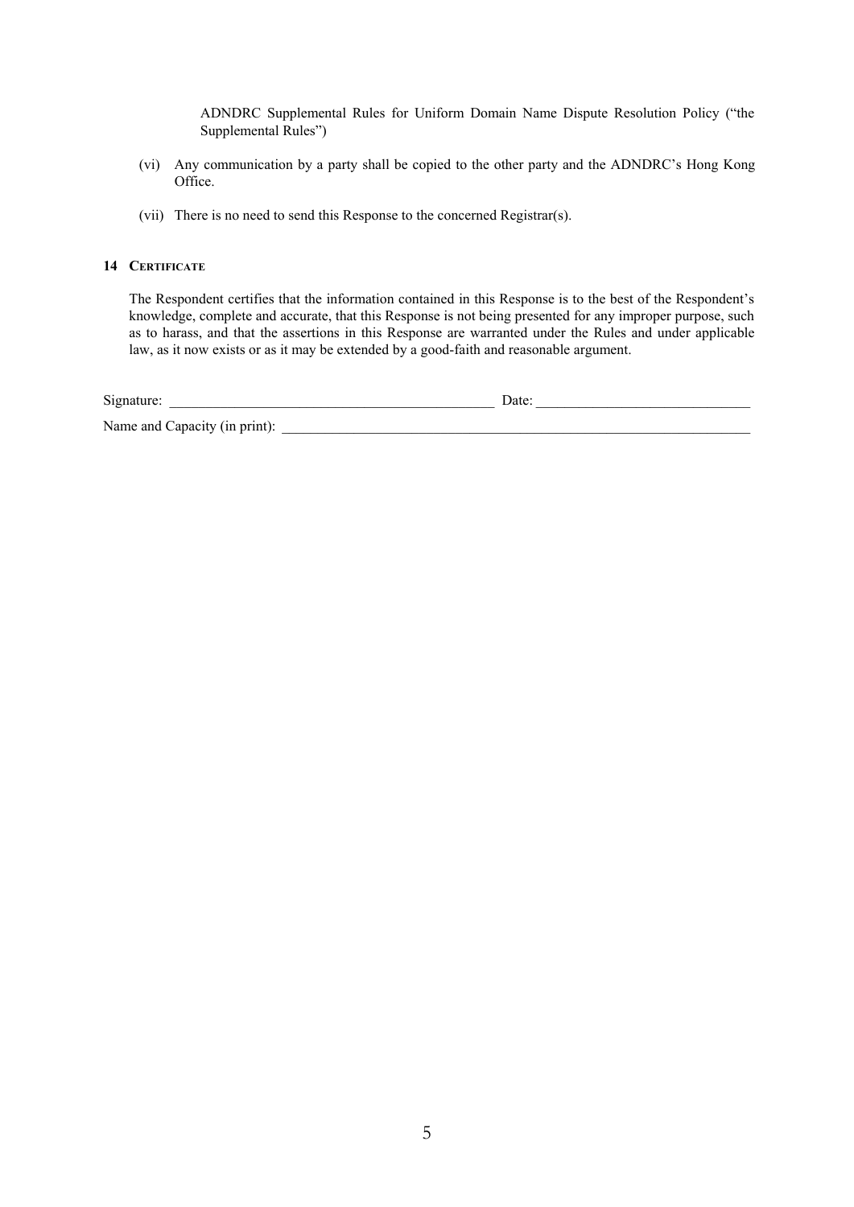ADNDRC Supplemental Rules for Uniform Domain Name Dispute Resolution Policy ("the Supplemental Rules")

(vi) Any communication by a party shall be copied to the other party and the ADNDRC's Hong Kong Office.

(vii) There is no need to send this Response to the concerned Registrar(s).

**14 CERTIFICATE**

The Respondent certifies that the information contained in this Response is to the best of the Respondent's knowledge, complete and accurate, that this Response is not being presented for any improper purpose, such as to harass, and that the assertions in this Response are warranted under the Rules and under applicable law, as it now exists or as it may be extended by a good-faith and reasonable argument.

Signature: ______________________________________________ Date: ______________________________

Name and Capacity (in print): ____________________________________________________________________